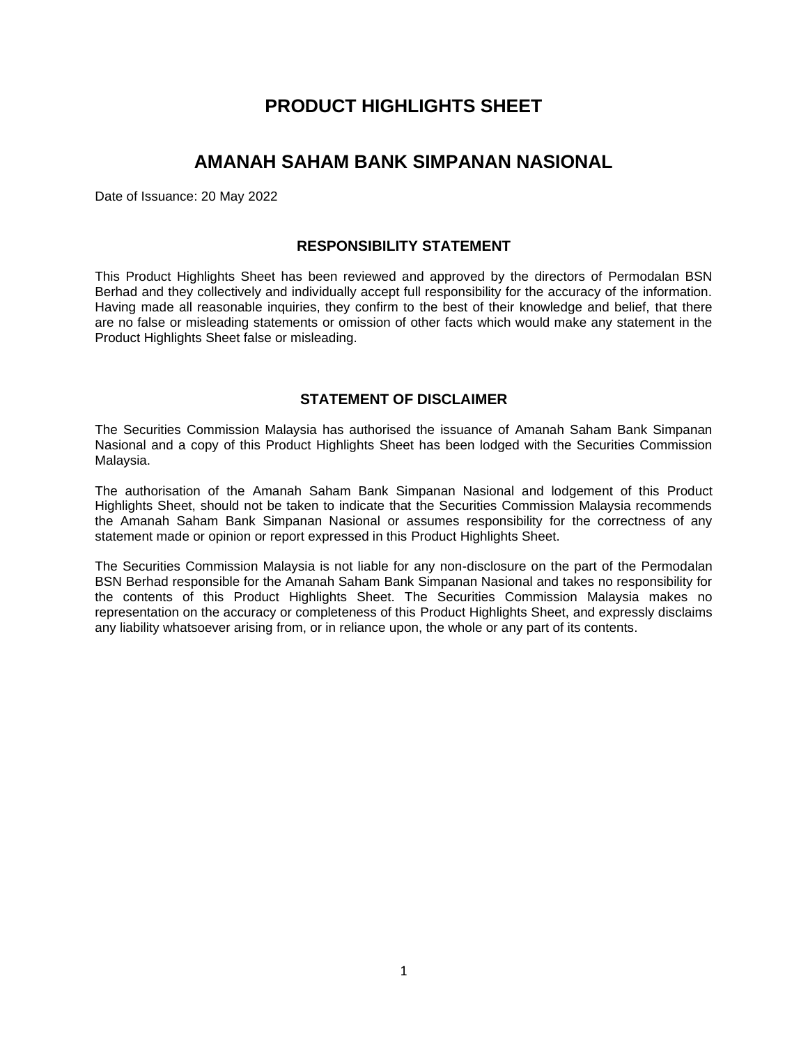# PRODUCT HIGHLIGHTS SHEET

# AMANAH SAHAM BANK SIMPANAN NASIONAL

Date of Issuance: 20 May 2022

## RESPONSIBILITY STATEMENT

This Product Highlights Sheet has been reviewed and approved by the directors of Permodalan BSN Berhad and they collectively and individually accept full responsibility for the accuracy of the information. Having made all reasonable inquiries, they confirm to the best of their knowledge and belief, that there are no false or misleading statements or omission of other facts which would make any statement in the Product Highlights Sheet false or misleading.

## STATEMENT OF DISCLAIMER

The Securities Commission Malaysia has authorised the issuance of Amanah Saham Bank Simpanan Nasional and a copy of this Product Highlights Sheet has been lodged with the Securities Commission Malaysia.

The authorisation of the Amanah Saham Bank Simpanan Nasional and lodgement of this Product Highlights Sheet, should not be taken to indicate that the Securities Commission Malaysia recommends the Amanah Saham Bank Simpanan Nasional or assumes responsibility for the correctness of any statement made or opinion or report expressed in this Product Highlights Sheet.

The Securities Commission Malaysia is not liable for any non-disclosure on the part of the Permodalan BSN Berhad responsible for the Amanah Saham Bank Simpanan Nasional and takes no responsibility for the contents of this Product Highlights Sheet. The Securities Commission Malaysia makes no representation on the accuracy or completeness of this Product Highlights Sheet, and expressly disclaims any liability whatsoever arising from, or in reliance upon, the whole or any part of its contents.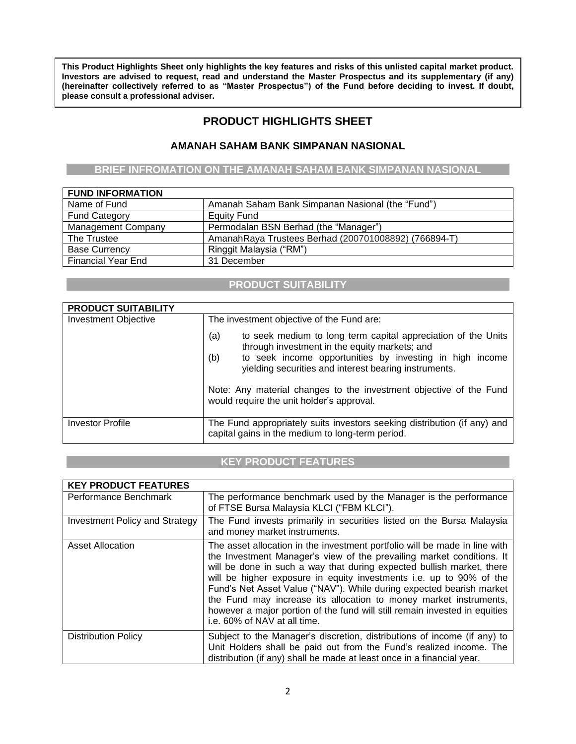**This Product Highlights Sheet only highlights the key features and risks of this unlisted capital market product. Investors are advised to request, read and understand the Master Prospectus and its supplementary (if any) (hereinafter collectively referred to as "Master Prospectus") of the Fund before deciding to invest. If doubt, please consult a professional adviser.**

# PRODUCT HIGHLIGHTS SHEET

## AMANAH SAHAM BANK SIMPANAN NASIONAL

### BRIEF INFROMATION ON THE AMANAH SAHAM BANK SIMPANAN NASIONAL

| FUND INFORMATION | |
|---|---|
| Name of Fund | Amanah Saham Bank Simpanan Nasional (the "Fund") |
| Fund Category | Equity Fund |
| Management Company | Permodalan BSN Berhad (the "Manager") |
| The Trustee | AmanahRaya Trustees Berhad (200701008892) (766894-T) |
| Base Currency | Ringgit Malaysia ("RM") |
| Financial Year End | 31 December |

### PRODUCT SUITABILITY

| PRODUCT SUITABILITY | |
|---|---|
| Investment Objective | The investment objective of the Fund are:<br>(a) to seek medium to long term capital appreciation of the Units through investment in the equity markets; and<br>(b) to seek income opportunities by investing in high income yielding securities and interest bearing instruments.<br><br>Note: Any material changes to the investment objective of the Fund would require the unit holder's approval. |
| Investor Profile | The Fund appropriately suits investors seeking distribution (if any) and capital gains in the medium to long-term period. |

### KEY PRODUCT FEATURES

| KEY PRODUCT FEATURES | |
|---|---|
| Performance Benchmark | The performance benchmark used by the Manager is the performance of FTSE Bursa Malaysia KLCI ("FBM KLCI"). |
| Investment Policy and Strategy | The Fund invests primarily in securities listed on the Bursa Malaysia and money market instruments. |
| Asset Allocation | The asset allocation in the investment portfolio will be made in line with the Investment Manager's view of the prevailing market conditions. It will be done in such a way that during expected bullish market, there will be higher exposure in equity investments i.e. up to 90% of the Fund's Net Asset Value ("NAV"). While during expected bearish market the Fund may increase its allocation to money market instruments, however a major portion of the fund will still remain invested in equities i.e. 60% of NAV at all time. |
| Distribution Policy | Subject to the Manager's discretion, distributions of income (if any) to Unit Holders shall be paid out from the Fund's realized income. The distribution (if any) shall be made at least once in a financial year. |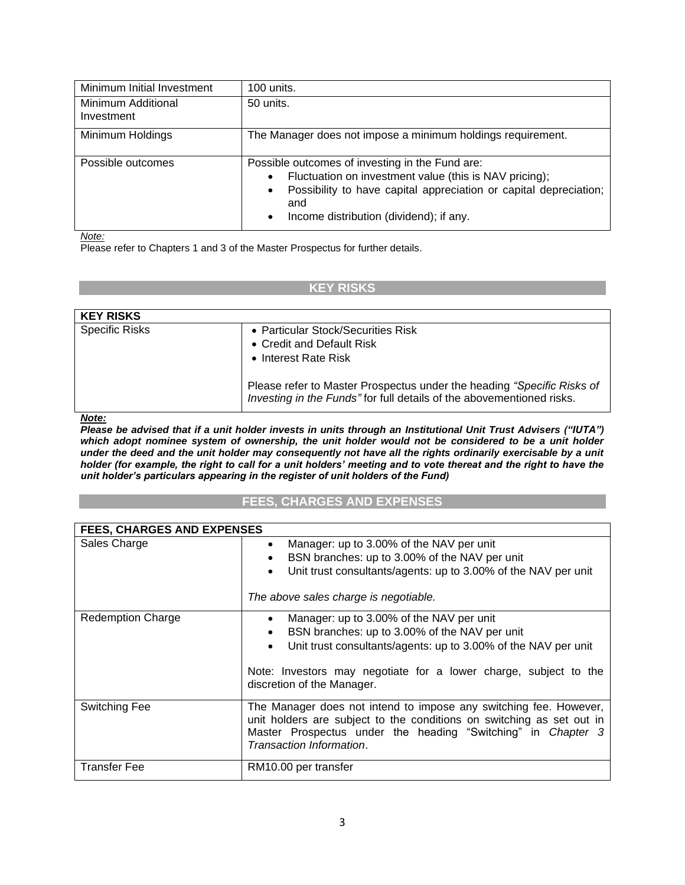| Minimum Initial Investment | 100 units. |
|---|---|
| Minimum Additional Investment | 50 units. |
| Minimum Holdings | The Manager does not impose a minimum holdings requirement. |
| Possible outcomes | Possible outcomes of investing in the Fund are:<br>• Fluctuation on investment value (this is NAV pricing);<br>• Possibility to have capital appreciation or capital depreciation; and<br>• Income distribution (dividend); if any. |

*Note:*
Please refer to Chapters 1 and 3 of the Master Prospectus for further details.

## KEY RISKS

| KEY RISKS | |
|---|---|
| Specific Risks | • Particular Stock/Securities Risk<br>• Credit and Default Risk<br>• Interest Rate Risk<br><br>Please refer to Master Prospectus under the heading *"Specific Risks of Investing in the Funds"* for full details of the abovementioned risks. |

***Note:***
***Please be advised that if a unit holder invests in units through an Institutional Unit Trust Advisers ("IUTA") which adopt nominee system of ownership, the unit holder would not be considered to be a unit holder under the deed and the unit holder may consequently not have all the rights ordinarily exercisable by a unit holder (for example, the right to call for a unit holders' meeting and to vote thereat and the right to have the unit holder's particulars appearing in the register of unit holders of the Fund)***

## FEES, CHARGES AND EXPENSES

| FEES, CHARGES AND EXPENSES | |
|---|---|
| Sales Charge | • Manager: up to 3.00% of the NAV per unit<br>• BSN branches: up to 3.00% of the NAV per unit<br>• Unit trust consultants/agents: up to 3.00% of the NAV per unit<br><br>*The above sales charge is negotiable.* |
| Redemption Charge | • Manager: up to 3.00% of the NAV per unit<br>• BSN branches: up to 3.00% of the NAV per unit<br>• Unit trust consultants/agents: up to 3.00% of the NAV per unit<br><br>Note: Investors may negotiate for a lower charge, subject to the discretion of the Manager. |
| Switching Fee | The Manager does not intend to impose any switching fee. However, unit holders are subject to the conditions on switching as set out in Master Prospectus under the heading "Switching" in *Chapter 3 Transaction Information*. |
| Transfer Fee | RM10.00 per transfer |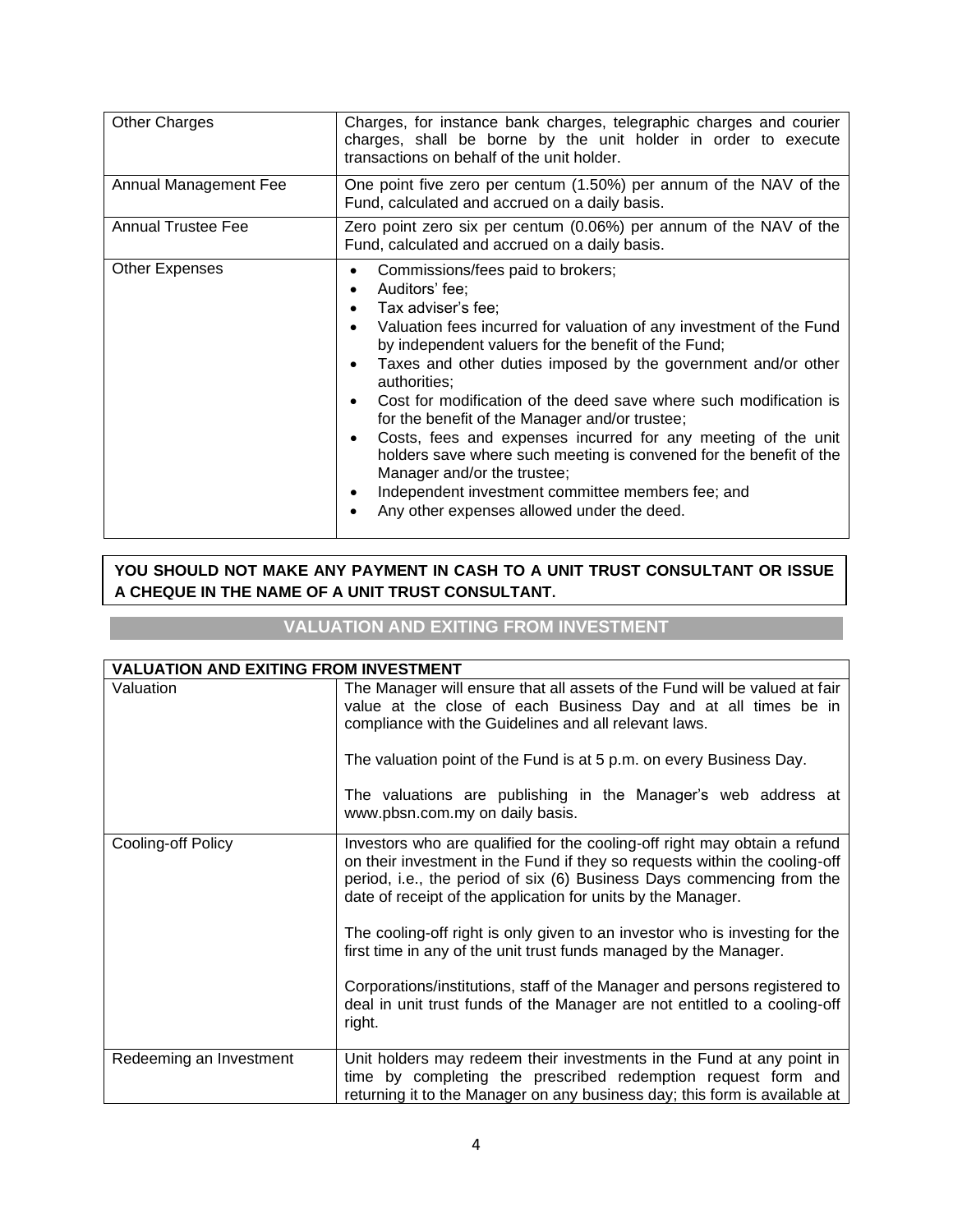| | |
|---|---|
| Other Charges | Charges, for instance bank charges, telegraphic charges and courier charges, shall be borne by the unit holder in order to execute transactions on behalf of the unit holder. |
| Annual Management Fee | One point five zero per centum (1.50%) per annum of the NAV of the Fund, calculated and accrued on a daily basis. |
| Annual Trustee Fee | Zero point zero six per centum (0.06%) per annum of the NAV of the Fund, calculated and accrued on a daily basis. |
| Other Expenses | • Commissions/fees paid to brokers;<br>• Auditors' fee;<br>• Tax adviser's fee;<br>• Valuation fees incurred for valuation of any investment of the Fund by independent valuers for the benefit of the Fund;<br>• Taxes and other duties imposed by the government and/or other authorities;<br>• Cost for modification of the deed save where such modification is for the benefit of the Manager and/or trustee;<br>• Costs, fees and expenses incurred for any meeting of the unit holders save where such meeting is convened for the benefit of the Manager and/or the trustee;<br>• Independent investment committee members fee; and<br>• Any other expenses allowed under the deed. |

**YOU SHOULD NOT MAKE ANY PAYMENT IN CASH TO A UNIT TRUST CONSULTANT OR ISSUE A CHEQUE IN THE NAME OF A UNIT TRUST CONSULTANT.**

## VALUATION AND EXITING FROM INVESTMENT

| **VALUATION AND EXITING FROM INVESTMENT** | |
|---|---|
| Valuation | The Manager will ensure that all assets of the Fund will be valued at fair value at the close of each Business Day and at all times be in compliance with the Guidelines and all relevant laws.<br><br>The valuation point of the Fund is at 5 p.m. on every Business Day.<br><br>The valuations are publishing in the Manager's web address at www.pbsn.com.my on daily basis. |
| Cooling-off Policy | Investors who are qualified for the cooling-off right may obtain a refund on their investment in the Fund if they so requests within the cooling-off period, i.e., the period of six (6) Business Days commencing from the date of receipt of the application for units by the Manager.<br><br>The cooling-off right is only given to an investor who is investing for the first time in any of the unit trust funds managed by the Manager.<br><br>Corporations/institutions, staff of the Manager and persons registered to deal in unit trust funds of the Manager are not entitled to a cooling-off right. |
| Redeeming an Investment | Unit holders may redeem their investments in the Fund at any point in time by completing the prescribed redemption request form and returning it to the Manager on any business day; this form is available at |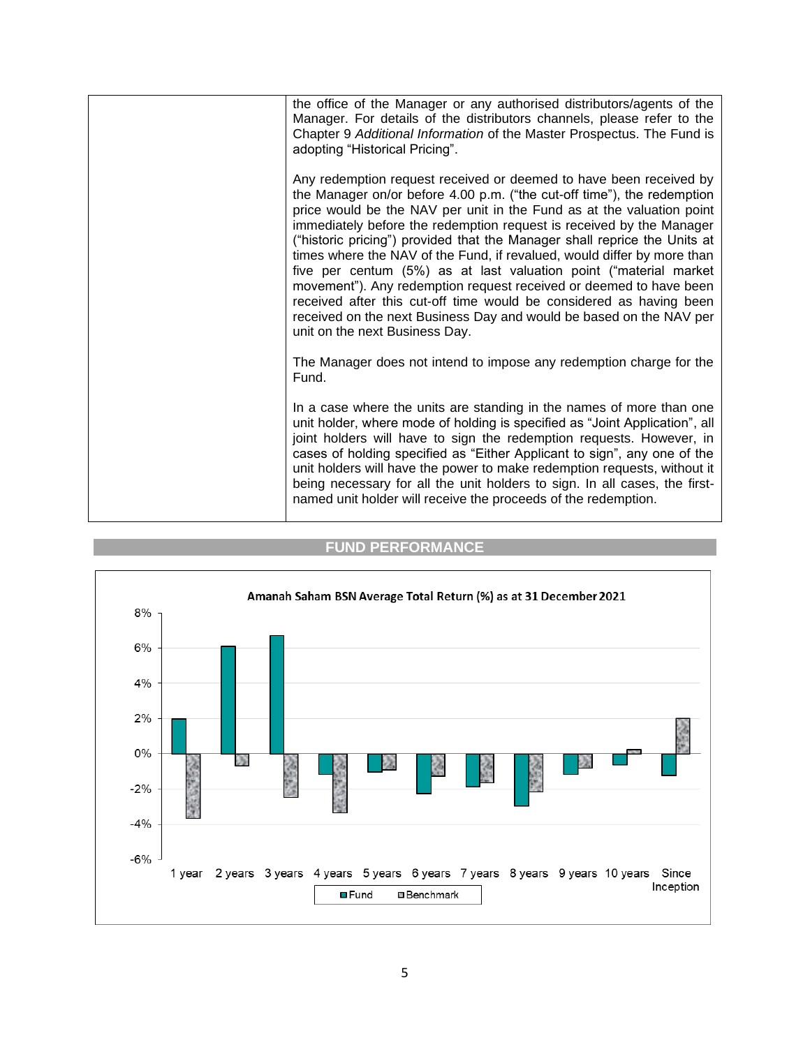| | the office of the Manager or any authorised distributors/agents of the Manager. For details of the distributors channels, please refer to the Chapter 9 *Additional Information* of the Master Prospectus. The Fund is adopting "Historical Pricing".<br><br>Any redemption request received or deemed to have been received by the Manager on/or before 4.00 p.m. ("the cut-off time"), the redemption price would be the NAV per unit in the Fund as at the valuation point immediately before the redemption request is received by the Manager ("historic pricing") provided that the Manager shall reprice the Units at times where the NAV of the Fund, if revalued, would differ by more than five per centum (5%) as at last valuation point ("material market movement"). Any redemption request received or deemed to have been received after this cut-off time would be considered as having been received on the next Business Day and would be based on the NAV per unit on the next Business Day.<br><br>The Manager does not intend to impose any redemption charge for the Fund.<br><br>In a case where the units are standing in the names of more than one unit holder, where mode of holding is specified as "Joint Application", all joint holders will have to sign the redemption requests. However, in cases of holding specified as "Either Applicant to sign", any one of the unit holders will have the power to make redemption requests, without it being necessary for all the unit holders to sign. In all cases, the first-named unit holder will receive the proceeds of the redemption. |
|---|---|

## FUND PERFORMANCE

**Amanah Saham BSN Average Total Return (%) as at 31 December 2021**

Legend: Fund, Benchmark

Categories: 1 year, 2 years, 3 years, 4 years, 5 years, 6 years, 7 years, 8 years, 9 years, 10 years, Since Inception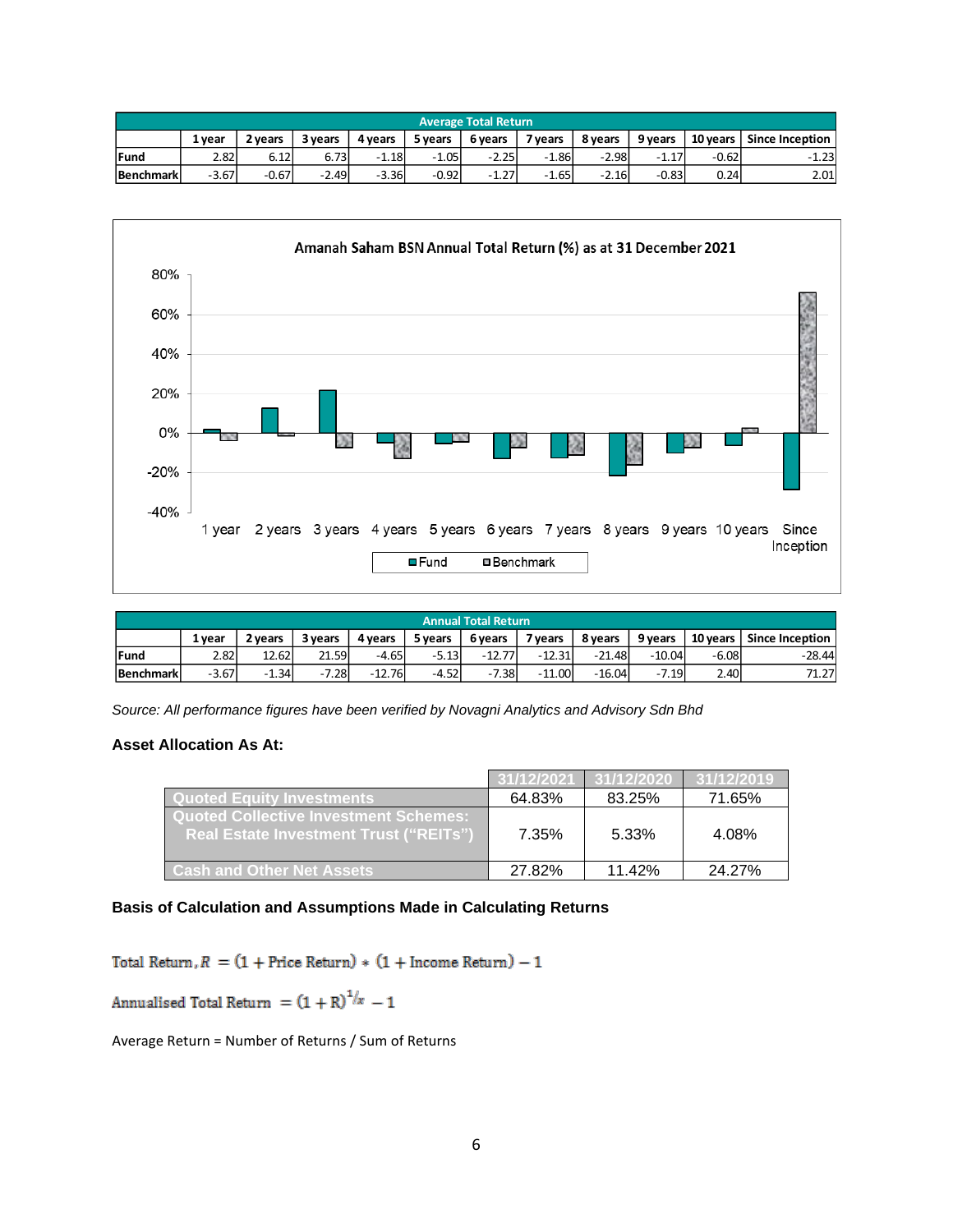| Average Total Return | | | | | | | | | | | |
|---|---|---|---|---|---|---|---|---|---|---|---|
| | 1 year | 2 years | 3 years | 4 years | 5 years | 6 years | 7 years | 8 years | 9 years | 10 years | Since Inception |
| Fund | 2.82 | 6.12 | 6.73 | -1.18 | -1.05 | -2.25 | -1.86 | -2.98 | -1.17 | -0.62 | -1.23 |
| Benchmark | -3.67 | -0.67 | -2.49 | -3.36 | -0.92 | -1.27 | -1.65 | -2.16 | -0.83 | 0.24 | 2.01 |

**Amanah Saham BSN Annual Total Return (%) as at 31 December 2021**

| Annual Total Return | | | | | | | | | | | |
|---|---|---|---|---|---|---|---|---|---|---|---|
| | 1 year | 2 years | 3 years | 4 years | 5 years | 6 years | 7 years | 8 years | 9 years | 10 years | Since Inception |
| Fund | 2.82 | 12.62 | 21.59 | -4.65 | -5.13 | -12.77 | -12.31 | -21.48 | -10.04 | -6.08 | -28.44 |
| Benchmark | -3.67 | -1.34 | -7.28 | -12.76 | -4.52 | -7.38 | -11.00 | -16.04 | -7.19 | 2.40 | 71.27 |

*Source: All performance figures have been verified by Novagni Analytics and Advisory Sdn Bhd*

### Asset Allocation As At:

| | 31/12/2021 | 31/12/2020 | 31/12/2019 |
|---|---|---|---|
| Quoted Equity Investments | 64.83% | 83.25% | 71.65% |
| Quoted Collective Investment Schemes: Real Estate Investment Trust ("REITs") | 7.35% | 5.33% | 4.08% |
| Cash and Other Net Assets | 27.82% | 11.42% | 24.27% |

### Basis of Calculation and Assumptions Made in Calculating Returns

$$\text{Total Return}, R = (1 + \text{Price Return}) * (1 + \text{Income Return}) - 1$$

$$\text{Annualised Total Return} = (1 + R)^{1/x} - 1$$

Average Return = Number of Returns / Sum of Returns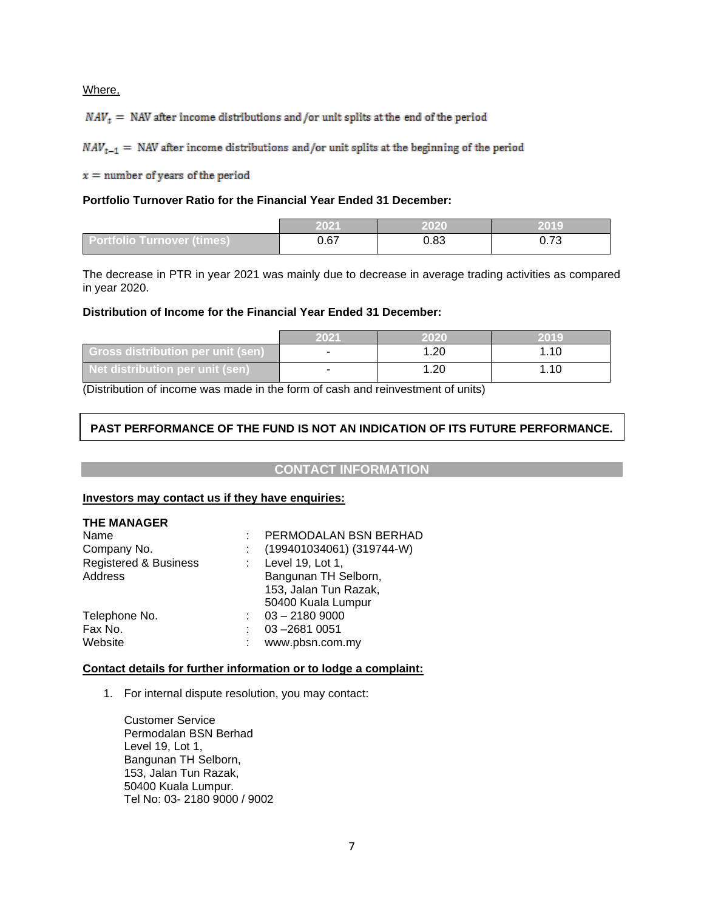Where,

$NAV_t$ = NAV after income distributions and/or unit splits at the end of the period

$NAV_{t-1}$ = NAV after income distributions and/or unit splits at the beginning of the period

$x$ = number of years of the period

**Portfolio Turnover Ratio for the Financial Year Ended 31 December:**

| | 2021 | 2020 | 2019 |
|---|---|---|---|
| Portfolio Turnover (times) | 0.67 | 0.83 | 0.73 |

The decrease in PTR in year 2021 was mainly due to decrease in average trading activities as compared in year 2020.

**Distribution of Income for the Financial Year Ended 31 December:**

| | 2021 | 2020 | 2019 |
|---|---|---|---|
| Gross distribution per unit (sen) | - | 1.20 | 1.10 |
| Net distribution per unit (sen) | - | 1.20 | 1.10 |

(Distribution of income was made in the form of cash and reinvestment of units)

**PAST PERFORMANCE OF THE FUND IS NOT AN INDICATION OF ITS FUTURE PERFORMANCE.**

## CONTACT INFORMATION

**Investors may contact us if they have enquiries:**

**THE MANAGER**

| | | |
|---|---|---|
| Name | : | PERMODALAN BSN BERHAD |
| Company No. | : | (199401034061) (319744-W) |
| Registered & Business Address | : | Level 19, Lot 1, Bangunan TH Selborn, 153, Jalan Tun Razak, 50400 Kuala Lumpur |
| Telephone No. | : | 03 – 2180 9000 |
| Fax No. | : | 03 –2681 0051 |
| Website | : | www.pbsn.com.my |

**Contact details for further information or to lodge a complaint:**

1. For internal dispute resolution, you may contact:

   Customer Service
   Permodalan BSN Berhad
   Level 19, Lot 1,
   Bangunan TH Selborn,
   153, Jalan Tun Razak,
   50400 Kuala Lumpur.
   Tel No: 03- 2180 9000 / 9002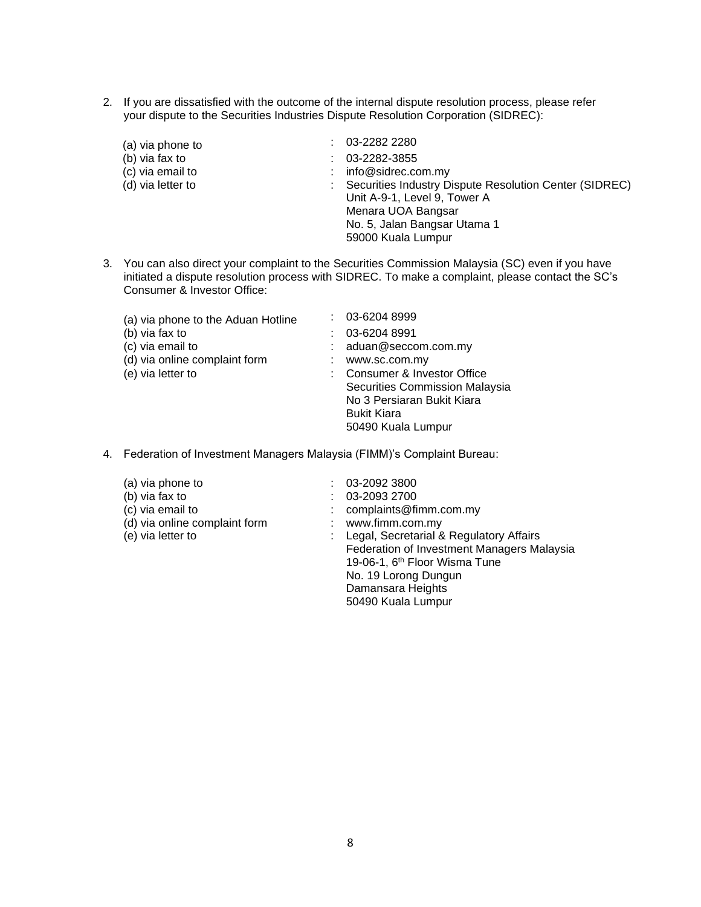2. If you are dissatisfied with the outcome of the internal dispute resolution process, please refer your dispute to the Securities Industries Dispute Resolution Corporation (SIDREC):

| | | |
|---|---|---|
| (a) via phone to | : | 03-2282 2280 |
| (b) via fax to | : | 03-2282-3855 |
| (c) via email to | : | info@sidrec.com.my |
| (d) via letter to | : | Securities Industry Dispute Resolution Center (SIDREC)<br>Unit A-9-1, Level 9, Tower A<br>Menara UOA Bangsar<br>No. 5, Jalan Bangsar Utama 1<br>59000 Kuala Lumpur |

3. You can also direct your complaint to the Securities Commission Malaysia (SC) even if you have initiated a dispute resolution process with SIDREC. To make a complaint, please contact the SC's Consumer & Investor Office:

| | | |
|---|---|---|
| (a) via phone to the Aduan Hotline | : | 03-6204 8999 |
| (b) via fax to | : | 03-6204 8991 |
| (c) via email to | : | aduan@seccom.com.my |
| (d) via online complaint form | : | www.sc.com.my |
| (e) via letter to | : | Consumer & Investor Office<br>Securities Commission Malaysia<br>No 3 Persiaran Bukit Kiara<br>Bukit Kiara<br>50490 Kuala Lumpur |

4. Federation of Investment Managers Malaysia (FIMM)'s Complaint Bureau:

| | | |
|---|---|---|
| (a) via phone to | : | 03-2092 3800 |
| (b) via fax to | : | 03-2093 2700 |
| (c) via email to | : | complaints@fimm.com.my |
| (d) via online complaint form | : | www.fimm.com.my |
| (e) via letter to | : | Legal, Secretarial & Regulatory Affairs<br>Federation of Investment Managers Malaysia<br>19-06-1, 6th Floor Wisma Tune<br>No. 19 Lorong Dungun<br>Damansara Heights<br>50490 Kuala Lumpur |